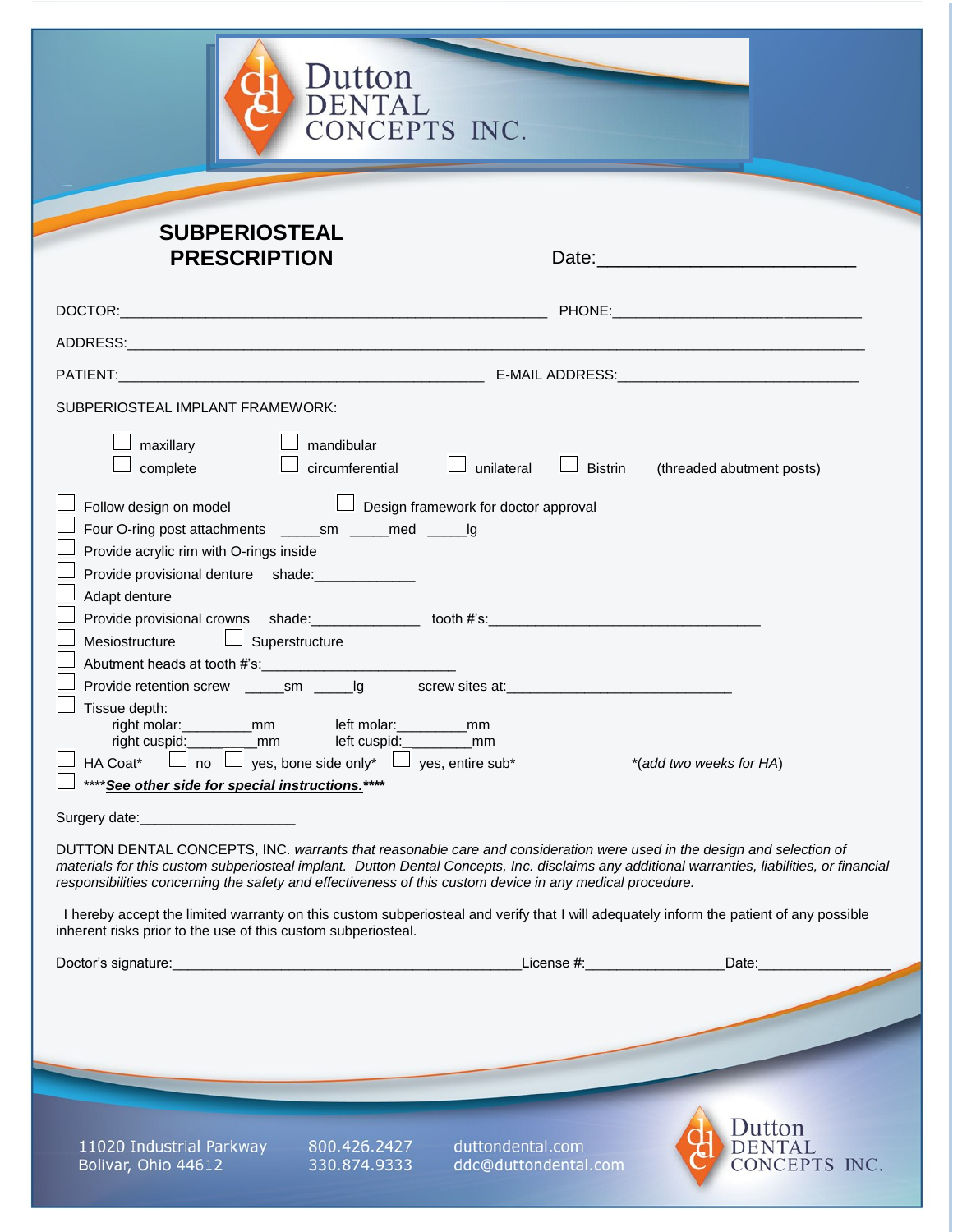Dutton DENTAL CONCEPTS INC.

# SUBPERIOSTEAL PRESCRIPTION

Date:________________________

DOCTOR:__________________________________________________ PHONE:_____________________________

ADDRESS:_____________________________________________________________________________________

PATIENT:____________________________________________ E-MAIL ADDRESS:_____________________________

SUBPERIOSTEAL IMPLANT FRAMEWORK:

☐ maxillary ☐ mandibular

☐ complete ☐ circumferential ☐ unilateral ☐ Bistrin (threaded abutment posts)

☐ Follow design on model ☐ Design framework for doctor approval

☐ Four O-ring post attachments _____sm _____med _____lg

☐ Provide acrylic rim with O-rings inside

☐ Provide provisional denture shade:____________

☐ Adapt denture

☐ Provide provisional crowns shade:_____________ tooth #'s:_________________________________

☐ Mesiostructure ☐ Superstructure

☐ Abutment heads at tooth #'s:________________________

☐ Provide retention screw _____sm _____lg screw sites at:____________________________

☐ Tissue depth:

right molar:_________mm left molar:_________mm

right cuspid:_________mm left cuspid:_________mm

☐ HA Coat* ☐ no ☐ yes, bone side only* ☐ yes, entire sub* *(*add two weeks for HA*)

☐ ****<u>***See other side for special instructions.***</u>****

Surgery date:___________________

DUTTON DENTAL CONCEPTS, INC. *warrants that reasonable care and consideration were used in the design and selection of materials for this custom subperiosteal implant. Dutton Dental Concepts, Inc. disclaims any additional warranties, liabilities, or financial responsibilities concerning the safety and effectiveness of this custom device in any medical procedure.*

I hereby accept the limited warranty on this custom subperiosteal and verify that I will adequately inform the patient of any possible inherent risks prior to the use of this custom subperiosteal.

Doctor's signature:__________________________________________License #:_________________Date:________________

11020 Industrial Parkway
Bolivar, Ohio 44612

800.426.2427
330.874.9333

duttondental.com
ddc@duttondental.com

Dutton DENTAL CONCEPTS INC.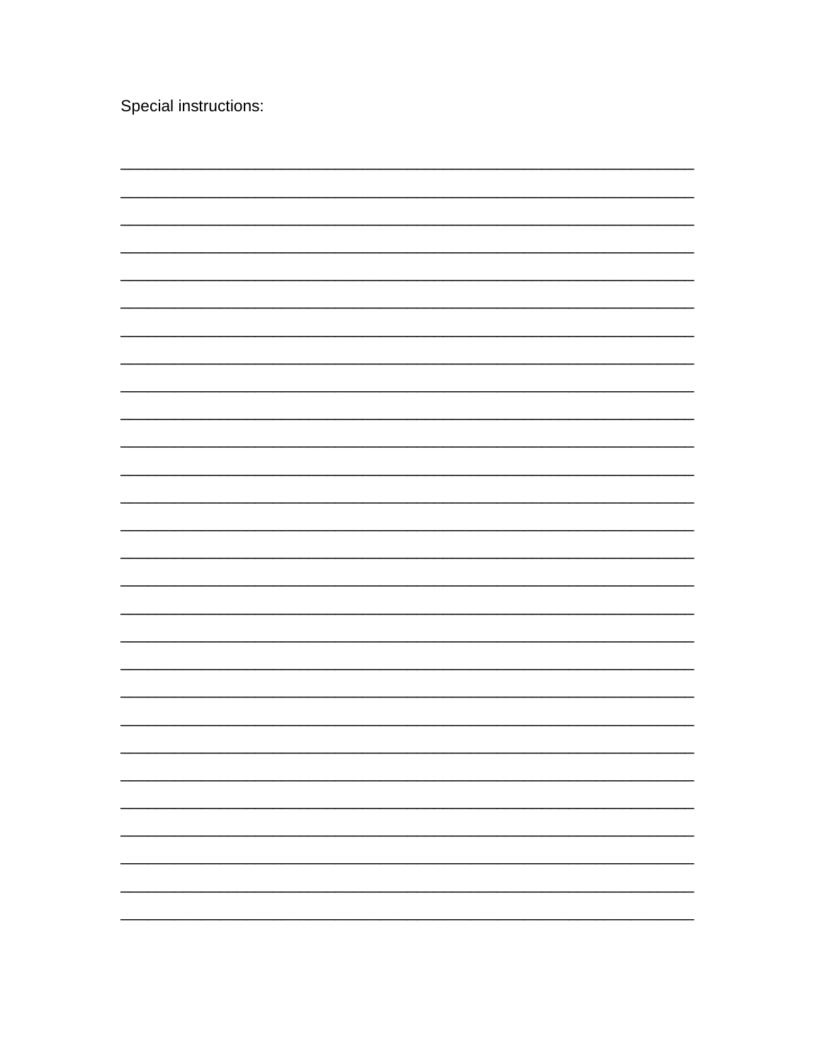Special instructions:

______________________________________________________________________

______________________________________________________________________

______________________________________________________________________

______________________________________________________________________

______________________________________________________________________

______________________________________________________________________

______________________________________________________________________

______________________________________________________________________

______________________________________________________________________

______________________________________________________________________

______________________________________________________________________

______________________________________________________________________

______________________________________________________________________

______________________________________________________________________

______________________________________________________________________

______________________________________________________________________

______________________________________________________________________

______________________________________________________________________

______________________________________________________________________

______________________________________________________________________

______________________________________________________________________

______________________________________________________________________

______________________________________________________________________

______________________________________________________________________

______________________________________________________________________

______________________________________________________________________

______________________________________________________________________

______________________________________________________________________